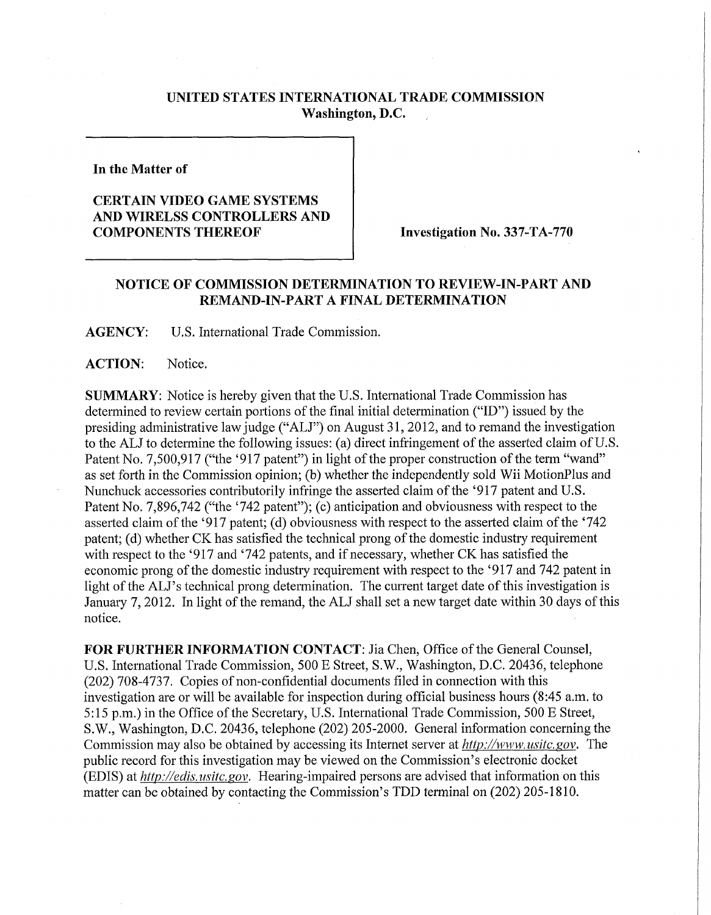**UNITED STATES INTERNATIONAL TRADE COMMISSION**
**Washington, D.C.**

**In the Matter of**

**CERTAIN VIDEO GAME SYSTEMS AND WIRELSS CONTROLLERS AND COMPONENTS THEREOF**

**Investigation No. 337-TA-770**

## NOTICE OF COMMISSION DETERMINATION TO REVIEW-IN-PART AND REMAND-IN-PART A FINAL DETERMINATION

**AGENCY:** U.S. International Trade Commission.

**ACTION:** Notice.

**SUMMARY:** Notice is hereby given that the U.S. International Trade Commission has determined to review certain portions of the final initial determination ("ID") issued by the presiding administrative law judge ("ALJ") on August 31, 2012, and to remand the investigation to the ALJ to determine the following issues: (a) direct infringement of the asserted claim of U.S. Patent No. 7,500,917 ("the '917 patent") in light of the proper construction of the term "wand" as set forth in the Commission opinion; (b) whether the independently sold Wii MotionPlus and Nunchuck accessories contributorily infringe the asserted claim of the '917 patent and U.S. Patent No. 7,896,742 ("the '742 patent"); (c) anticipation and obviousness with respect to the asserted claim of the '917 patent; (d) obviousness with respect to the asserted claim of the '742 patent; (d) whether CK has satisfied the technical prong of the domestic industry requirement with respect to the '917 and '742 patents, and if necessary, whether CK has satisfied the economic prong of the domestic industry requirement with respect to the '917 and 742 patent in light of the ALJ's technical prong determination. The current target date of this investigation is January 7, 2012. In light of the remand, the ALJ shall set a new target date within 30 days of this notice.

**FOR FURTHER INFORMATION CONTACT:** Jia Chen, Office of the General Counsel, U.S. International Trade Commission, 500 E Street, S.W., Washington, D.C. 20436, telephone (202) 708-4737. Copies of non-confidential documents filed in connection with this investigation are or will be available for inspection during official business hours (8:45 a.m. to 5:15 p.m.) in the Office of the Secretary, U.S. International Trade Commission, 500 E Street, S.W., Washington, D.C. 20436, telephone (202) 205-2000. General information concerning the Commission may also be obtained by accessing its Internet server at *http://www.usitc.gov*. The public record for this investigation may be viewed on the Commission's electronic docket (EDIS) at *http://edis.usitc.gov*. Hearing-impaired persons are advised that information on this matter can be obtained by contacting the Commission's TDD terminal on (202) 205-1810.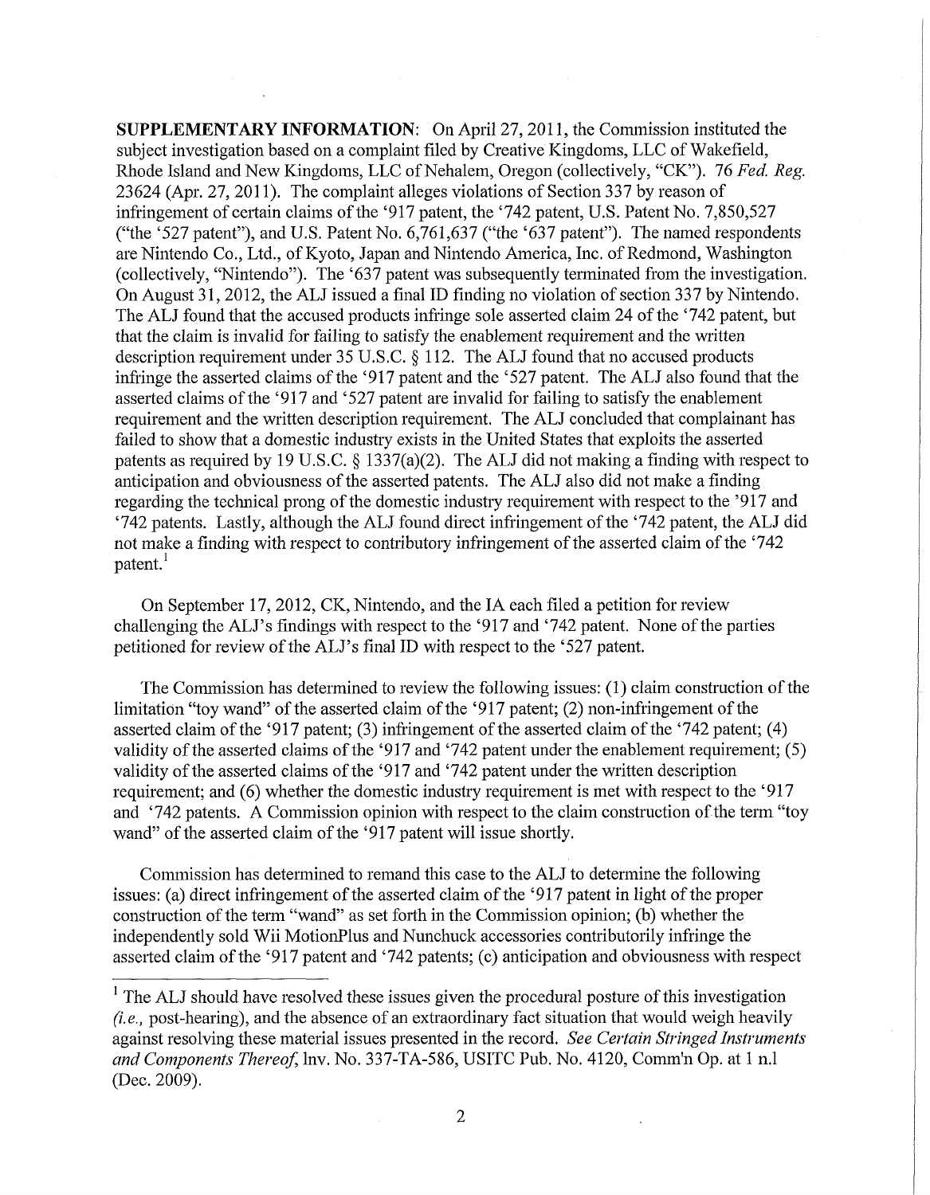**SUPPLEMENTARY INFORMATION**: On April 27, 2011, the Commission instituted the subject investigation based on a complaint filed by Creative Kingdoms, LLC of Wakefield, Rhode Island and New Kingdoms, LLC of Nehalem, Oregon (collectively, "CK"). 76 *Fed. Reg.* 23624 (Apr. 27, 2011). The complaint alleges violations of Section 337 by reason of infringement of certain claims of the '917 patent, the '742 patent, U.S. Patent No. 7,850,527 ("the '527 patent"), and U.S. Patent No. 6,761,637 ("the '637 patent"). The named respondents are Nintendo Co., Ltd., of Kyoto, Japan and Nintendo America, Inc. of Redmond, Washington (collectively, "Nintendo"). The '637 patent was subsequently terminated from the investigation. On August 31, 2012, the ALJ issued a final ID finding no violation of section 337 by Nintendo. The ALJ found that the accused products infringe sole asserted claim 24 of the '742 patent, but that the claim is invalid for failing to satisfy the enablement requirement and the written description requirement under 35 U.S.C. § 112. The ALJ found that no accused products infringe the asserted claims of the '917 patent and the '527 patent. The ALJ also found that the asserted claims of the '917 and '527 patent are invalid for failing to satisfy the enablement requirement and the written description requirement. The ALJ concluded that complainant has failed to show that a domestic industry exists in the United States that exploits the asserted patents as required by 19 U.S.C. § 1337(a)(2). The ALJ did not making a finding with respect to anticipation and obviousness of the asserted patents. The ALJ also did not make a finding regarding the technical prong of the domestic industry requirement with respect to the '917 and '742 patents. Lastly, although the ALJ found direct infringement of the '742 patent, the ALJ did not make a finding with respect to contributory infringement of the asserted claim of the '742 patent.[1]

On September 17, 2012, CK, Nintendo, and the IA each filed a petition for review challenging the ALJ's findings with respect to the '917 and '742 patent. None of the parties petitioned for review of the ALJ's final ID with respect to the '527 patent.

The Commission has determined to review the following issues: (1) claim construction of the limitation "toy wand" of the asserted claim of the '917 patent; (2) non-infringement of the asserted claim of the '917 patent; (3) infringement of the asserted claim of the '742 patent; (4) validity of the asserted claims of the '917 and '742 patent under the enablement requirement; (5) validity of the asserted claims of the '917 and '742 patent under the written description requirement; and (6) whether the domestic industry requirement is met with respect to the '917 and '742 patents. A Commission opinion with respect to the claim construction of the term "toy wand" of the asserted claim of the '917 patent will issue shortly.

Commission has determined to remand this case to the ALJ to determine the following issues: (a) direct infringement of the asserted claim of the '917 patent in light of the proper construction of the term "wand" as set forth in the Commission opinion; (b) whether the independently sold Wii MotionPlus and Nunchuck accessories contributorily infringe the asserted claim of the '917 patent and '742 patents; (c) anticipation and obviousness with respect

[1] The ALJ should have resolved these issues given the procedural posture of this investigation (*i.e.*, post-hearing), and the absence of an extraordinary fact situation that would weigh heavily against resolving these material issues presented in the record. *See Certain Stringed Instruments and Components Thereof*, Inv. No. 337-TA-586, USITC Pub. No. 4120, Comm'n Op. at 1 n.1 (Dec. 2009).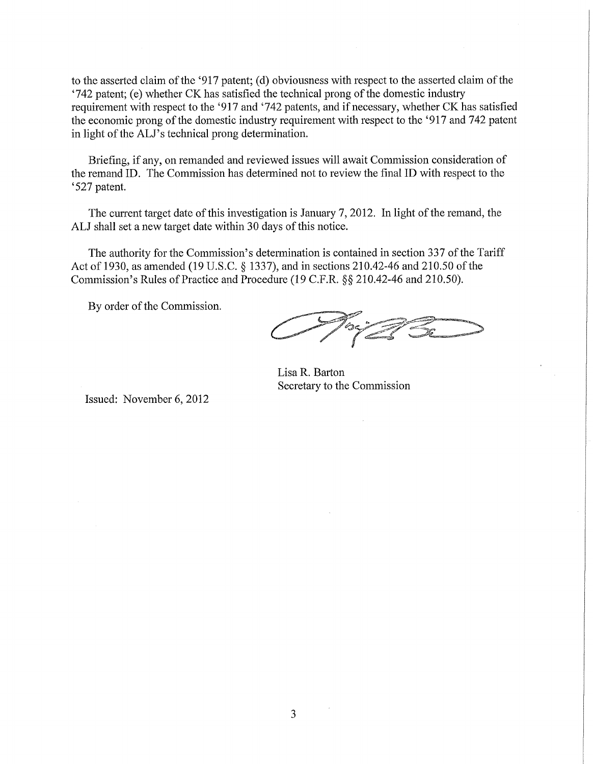to the asserted claim of the '917 patent; (d) obviousness with respect to the asserted claim of the '742 patent; (e) whether CK has satisfied the technical prong of the domestic industry requirement with respect to the '917 and '742 patents, and if necessary, whether CK has satisfied the economic prong of the domestic industry requirement with respect to the '917 and 742 patent in light of the ALJ's technical prong determination.

Briefing, if any, on remanded and reviewed issues will await Commission consideration of the remand ID. The Commission has determined not to review the final ID with respect to the '527 patent.

The current target date of this investigation is January 7, 2012. In light of the remand, the ALJ shall set a new target date within 30 days of this notice.

The authority for the Commission's determination is contained in section 337 of the Tariff Act of 1930, as amended (19 U.S.C. § 1337), and in sections 210.42-46 and 210.50 of the Commission's Rules of Practice and Procedure (19 C.F.R. §§ 210.42-46 and 210.50).

By order of the Commission.

Lisa R. Barton
Secretary to the Commission

Issued: November 6, 2012